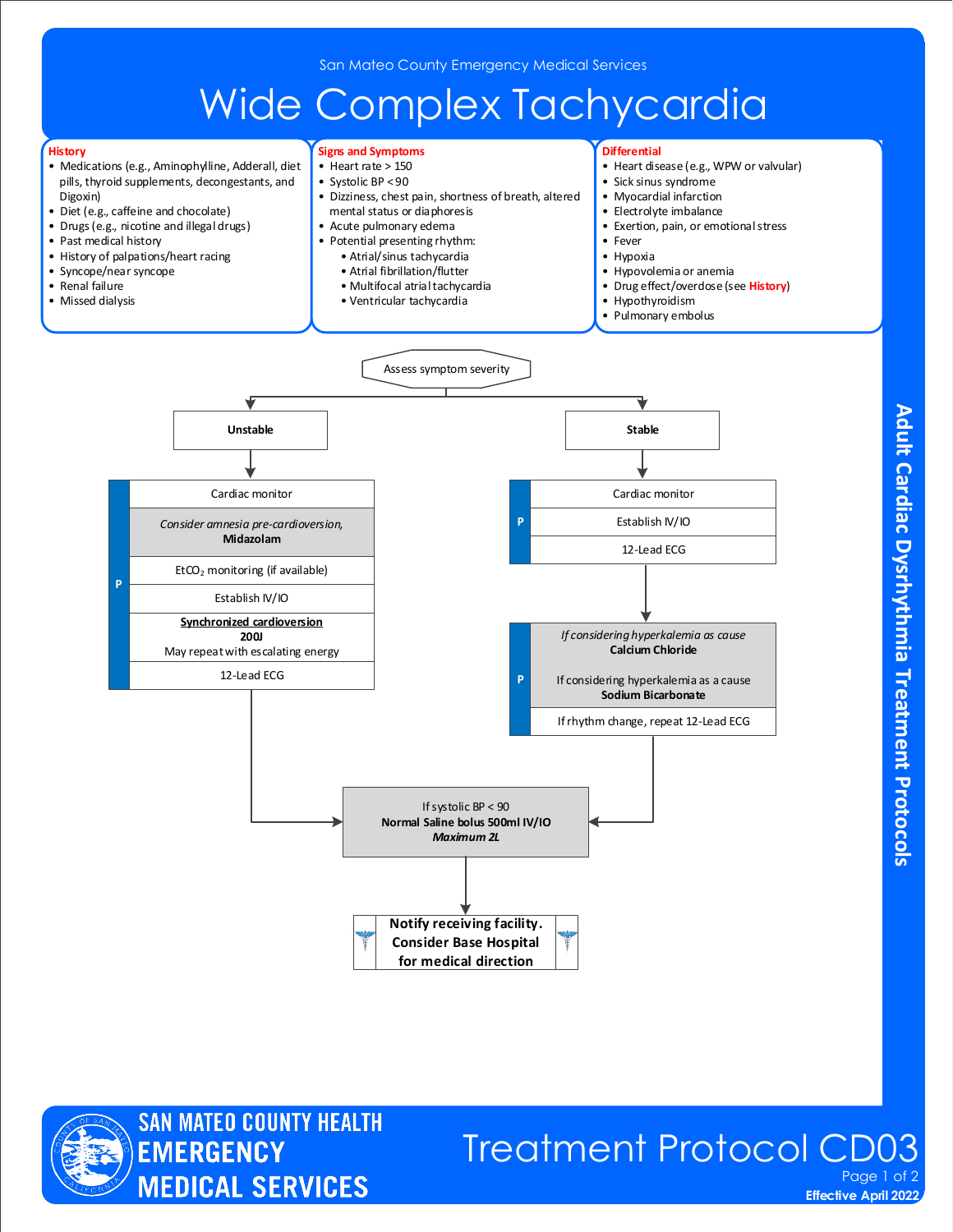San Mateo County Emergency Medical Services

# Wide Complex Tachycardia

## History

- Medications (e.g., Aminophylline, Adderall, diet pills, thyroid supplements, decongestants, and Digoxin)
- Diet (e.g., caffeine and chocolate)
- Drugs (e.g., nicotine and illegal drugs)
- Past medical history
- History of palpations/heart racing
- Syncope/near syncope
- Renal failure
- Missed dialysis

## Signs and Symptoms

- Heart rate > 150
- Systolic BP < 90
- Dizziness, chest pain, shortness of breath, altered mental status or diaphoresis
- Acute pulmonary edema
- Potential presenting rhythm:
  - Atrial/sinus tachycardia
  - Atrial fibrillation/flutter
  - Multifocal atrial tachycardia
  - Ventricular tachycardia

## Differential

- Heart disease (e.g., WPW or valvular)
- Sick sinus syndrome
- Myocardial infarction
- Electrolyte imbalance
- Exertion, pain, or emotional stress
- Fever
- Hypoxia
- Hypovolemia or anemia
- Drug effect/overdose (see History)
- Hypothyroidism
- Pulmonary embolus

## Treatment

Assess symptom severity

### Unstable

(P)
- Cardiac monitor
- *Consider amnesia pre-cardioversion,* **Midazolam**
- $EtCO_2$ monitoring (if available)
- Establish IV/IO
- **Synchronized cardioversion**
  **200J**
  May repeat with escalating energy
- 12-Lead ECG

### Stable

(P)
- Cardiac monitor
- Establish IV/IO
- 12-Lead ECG

(P)
- *If considering hyperkalemia as cause* **Calcium Chloride**
- If considering hyperkalemia as a cause **Sodium Bicarbonate**
- If rhythm change, repeat 12-Lead ECG

### Both pathways

If systolic BP < 90
**Normal Saline bolus 500ml IV/IO**
***Maximum 2L***

**Notify receiving facility. Consider Base Hospital for medical direction**

Adult Cardiac Dysrhythmia Treatment Protocols

SAN MATEO COUNTY HEALTH EMERGENCY MEDICAL SERVICES

Treatment Protocol CD03

Effective April 2022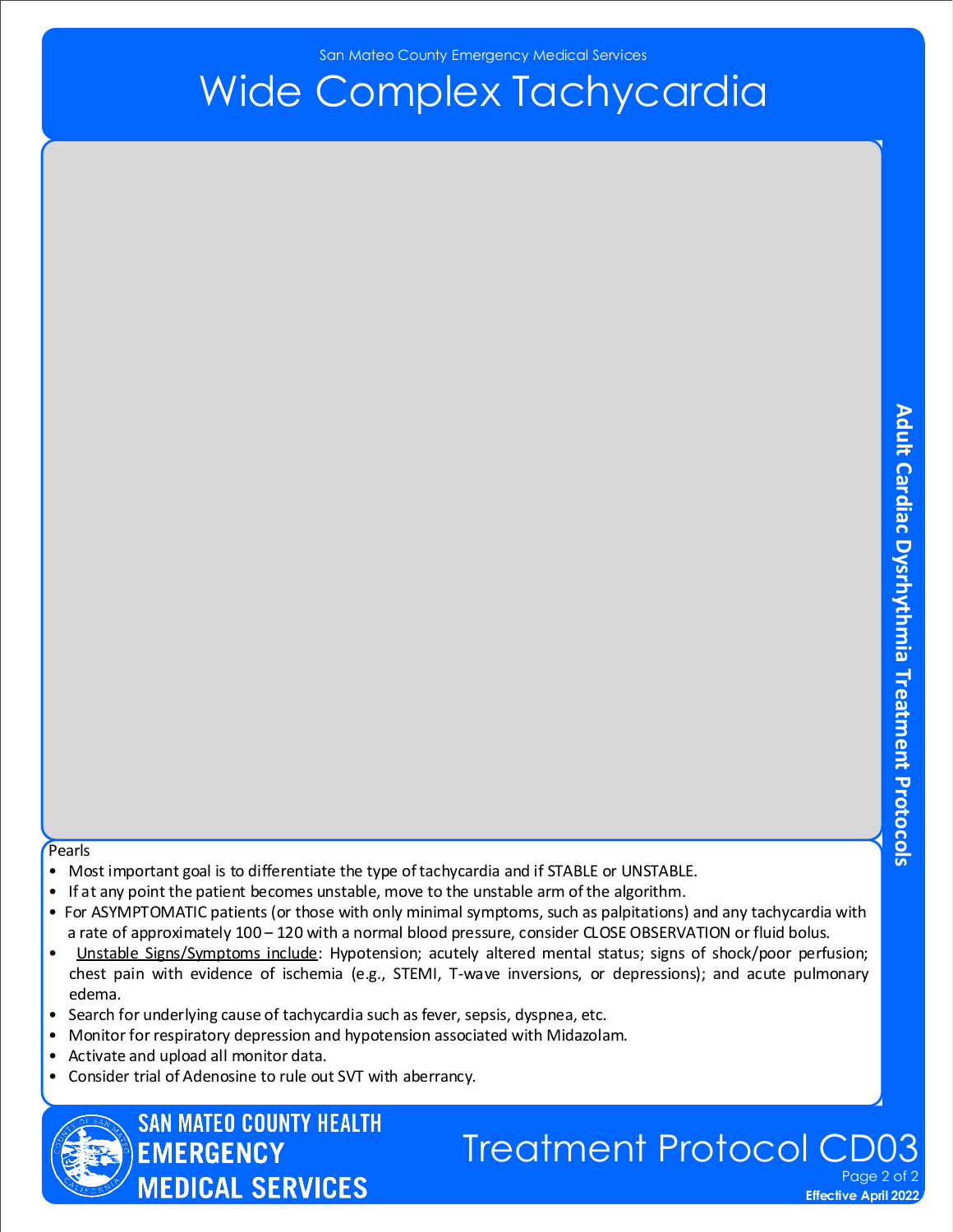# Wide Complex Tachycardia

Pearls

- Most important goal is to differentiate the type of tachycardia and if STABLE or UNSTABLE.
- If at any point the patient becomes unstable, move to the unstable arm of the algorithm.
- For ASYMPTOMATIC patients (or those with only minimal symptoms, such as palpitations) and any tachycardia with a rate of approximately 100 – 120 with a normal blood pressure, consider CLOSE OBSERVATION or fluid bolus.
- Unstable Signs/Symptoms include: Hypotension; acutely altered mental status; signs of shock/poor perfusion; chest pain with evidence of ischemia (e.g., STEMI, T-wave inversions, or depressions); and acute pulmonary edema.
- Search for underlying cause of tachycardia such as fever, sepsis, dyspnea, etc.
- Monitor for respiratory depression and hypotension associated with Midazolam.
- Activate and upload all monitor data.
- Consider trial of Adenosine to rule out SVT with aberrancy.